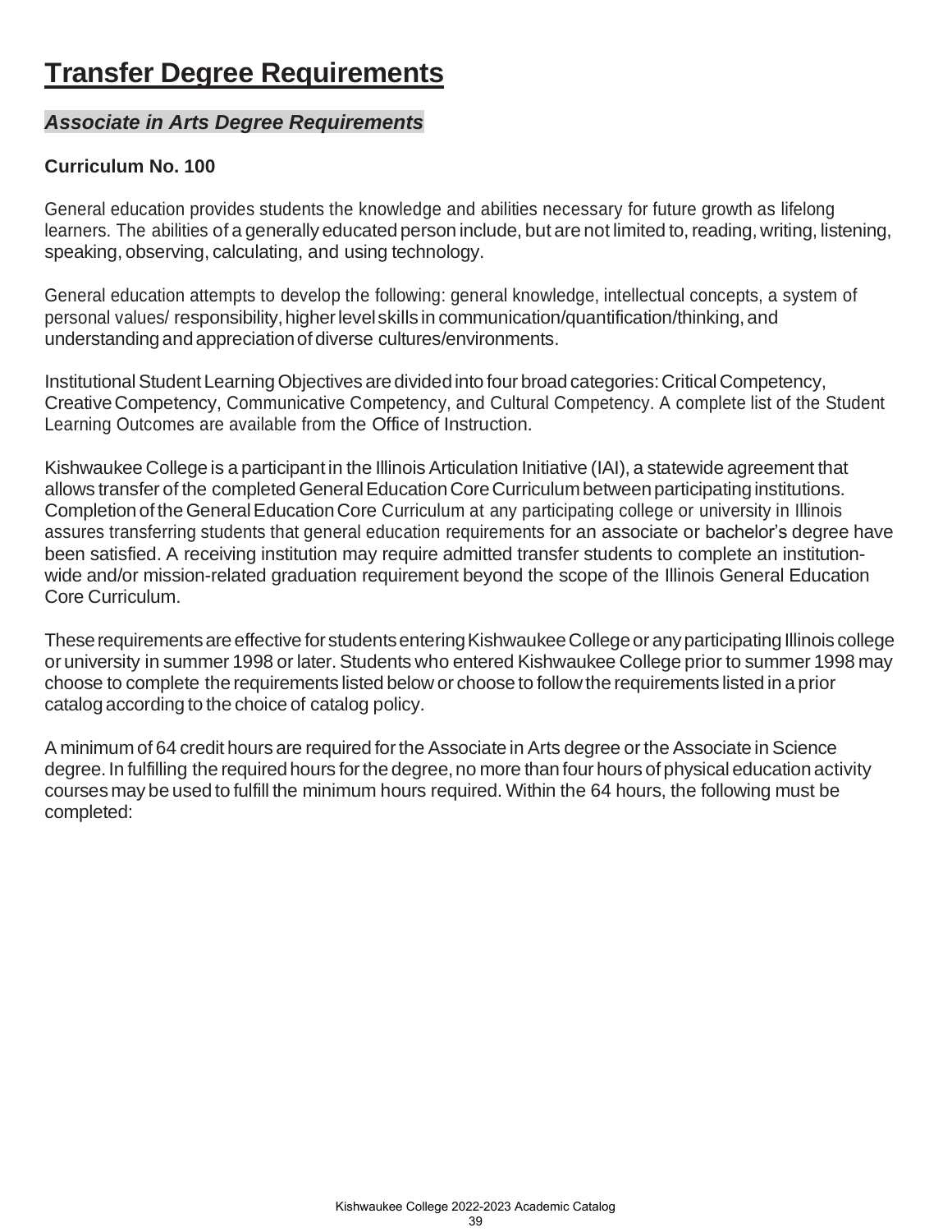# Transfer Degree Requirements

## *Associate in Arts Degree Requirements*

### Curriculum No. 100

General education provides students the knowledge and abilities necessary for future growth as lifelong learners. The abilities of a generally educated person include, but are not limited to, reading, writing, listening, speaking, observing, calculating, and using technology.

General education attempts to develop the following: general knowledge, intellectual concepts, a system of personal values/ responsibility, higher level skills in communication/quantification/thinking, and understanding and appreciation of diverse cultures/environments.

Institutional Student Learning Objectives are divided into four broad categories: Critical Competency, Creative Competency, Communicative Competency, and Cultural Competency. A complete list of the Student Learning Outcomes are available from the Office of Instruction.

Kishwaukee College is a participant in the Illinois Articulation Initiative (IAI), a statewide agreement that allows transfer of the completed General Education Core Curriculum between participating institutions. Completion of the General Education Core Curriculum at any participating college or university in Illinois assures transferring students that general education requirements for an associate or bachelor's degree have been satisfied. A receiving institution may require admitted transfer students to complete an institution-wide and/or mission-related graduation requirement beyond the scope of the Illinois General Education Core Curriculum.

These requirements are effective for students entering Kishwaukee College or any participating Illinois college or university in summer 1998 or later. Students who entered Kishwaukee College prior to summer 1998 may choose to complete the requirements listed below or choose to follow the requirements listed in a prior catalog according to the choice of catalog policy.

A minimum of 64 credit hours are required for the Associate in Arts degree or the Associate in Science degree. In fulfilling the required hours for the degree, no more than four hours of physical education activity courses may be used to fulfill the minimum hours required. Within the 64 hours, the following must be completed: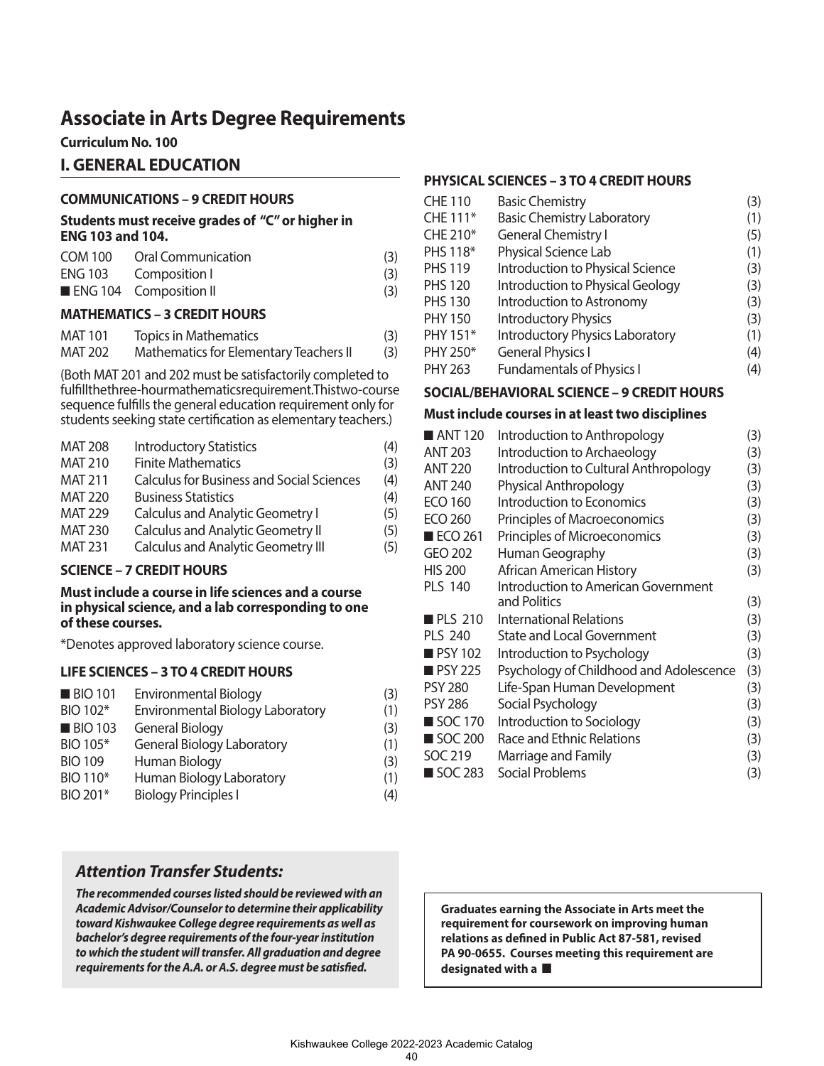# Associate in Arts Degree Requirements

**Curriculum No. 100**

## I. GENERAL EDUCATION

### COMMUNICATIONS – 9 CREDIT HOURS

**Students must receive grades of "C" or higher in ENG 103 and 104.**

| | | |
|---|---|---|
| COM 100 | Oral Communication | (3) |
| ENG 103 | Composition I | (3) |
| ■ ENG 104 | Composition II | (3) |

### MATHEMATICS – 3 CREDIT HOURS

| | | |
|---|---|---|
| MAT 101 | Topics in Mathematics | (3) |
| MAT 202 | Mathematics for Elementary Teachers II | (3) |

(Both MAT 201 and 202 must be satisfactorily completed to fulfillthethree-hourmathematicsrequirement.Thistwo-course sequence fulfills the general education requirement only for students seeking state certification as elementary teachers.)

| | | |
|---|---|---|
| MAT 208 | Introductory Statistics | (4) |
| MAT 210 | Finite Mathematics | (3) |
| MAT 211 | Calculus for Business and Social Sciences | (4) |
| MAT 220 | Business Statistics | (4) |
| MAT 229 | Calculus and Analytic Geometry I | (5) |
| MAT 230 | Calculus and Analytic Geometry II | (5) |
| MAT 231 | Calculus and Analytic Geometry III | (5) |

### SCIENCE – 7 CREDIT HOURS

**Must include a course in life sciences and a course in physical science, and a lab corresponding to one of these courses.**

*Denotes approved laboratory science course.

### LIFE SCIENCES – 3 TO 4 CREDIT HOURS

| | | |
|---|---|---|
| ■ BIO 101 | Environmental Biology | (3) |
| BIO 102* | Environmental Biology Laboratory | (1) |
| ■ BIO 103 | General Biology | (3) |
| BIO 105* | General Biology Laboratory | (1) |
| BIO 109 | Human Biology | (3) |
| BIO 110* | Human Biology Laboratory | (1) |
| BIO 201* | Biology Principles I | (4) |

### PHYSICAL SCIENCES – 3 TO 4 CREDIT HOURS

| | | |
|---|---|---|
| CHE 110 | Basic Chemistry | (3) |
| CHE 111* | Basic Chemistry Laboratory | (1) |
| CHE 210* | General Chemistry I | (5) |
| PHS 118* | Physical Science Lab | (1) |
| PHS 119 | Introduction to Physical Science | (3) |
| PHS 120 | Introduction to Physical Geology | (3) |
| PHS 130 | Introduction to Astronomy | (3) |
| PHY 150 | Introductory Physics | (3) |
| PHY 151* | Introductory Physics Laboratory | (1) |
| PHY 250* | General Physics I | (4) |
| PHY 263 | Fundamentals of Physics I | (4) |

### SOCIAL/BEHAVIORAL SCIENCE – 9 CREDIT HOURS

**Must include courses in at least two disciplines**

| | | |
|---|---|---|
| ■ ANT 120 | Introduction to Anthropology | (3) |
| ANT 203 | Introduction to Archaeology | (3) |
| ANT 220 | Introduction to Cultural Anthropology | (3) |
| ANT 240 | Physical Anthropology | (3) |
| ECO 160 | Introduction to Economics | (3) |
| ECO 260 | Principles of Macroeconomics | (3) |
| ■ ECO 261 | Principles of Microeconomics | (3) |
| GEO 202 | Human Geography | (3) |
| HIS 200 | African American History | (3) |
| PLS 140 | Introduction to American Government and Politics | (3) |
| ■ PLS 210 | International Relations | (3) |
| PLS 240 | State and Local Government | (3) |
| ■ PSY 102 | Introduction to Psychology | (3) |
| ■ PSY 225 | Psychology of Childhood and Adolescence | (3) |
| PSY 280 | Life-Span Human Development | (3) |
| PSY 286 | Social Psychology | (3) |
| ■ SOC 170 | Introduction to Sociology | (3) |
| ■ SOC 200 | Race and Ethnic Relations | (3) |
| SOC 219 | Marriage and Family | (3) |
| ■ SOC 283 | Social Problems | (3) |

### *Attention Transfer Students:*

***The recommended courses listed should be reviewed with an Academic Advisor/Counselor to determine their applicability toward Kishwaukee College degree requirements as well as bachelor's degree requirements of the four-year institution to which the student will transfer. All graduation and degree requirements for the A.A. or A.S. degree must be satisfied.***

**Graduates earning the Associate in Arts meet the requirement for coursework on improving human relations as defined in Public Act 87-581, revised PA 90-0655. Courses meeting this requirement are designated with a ■**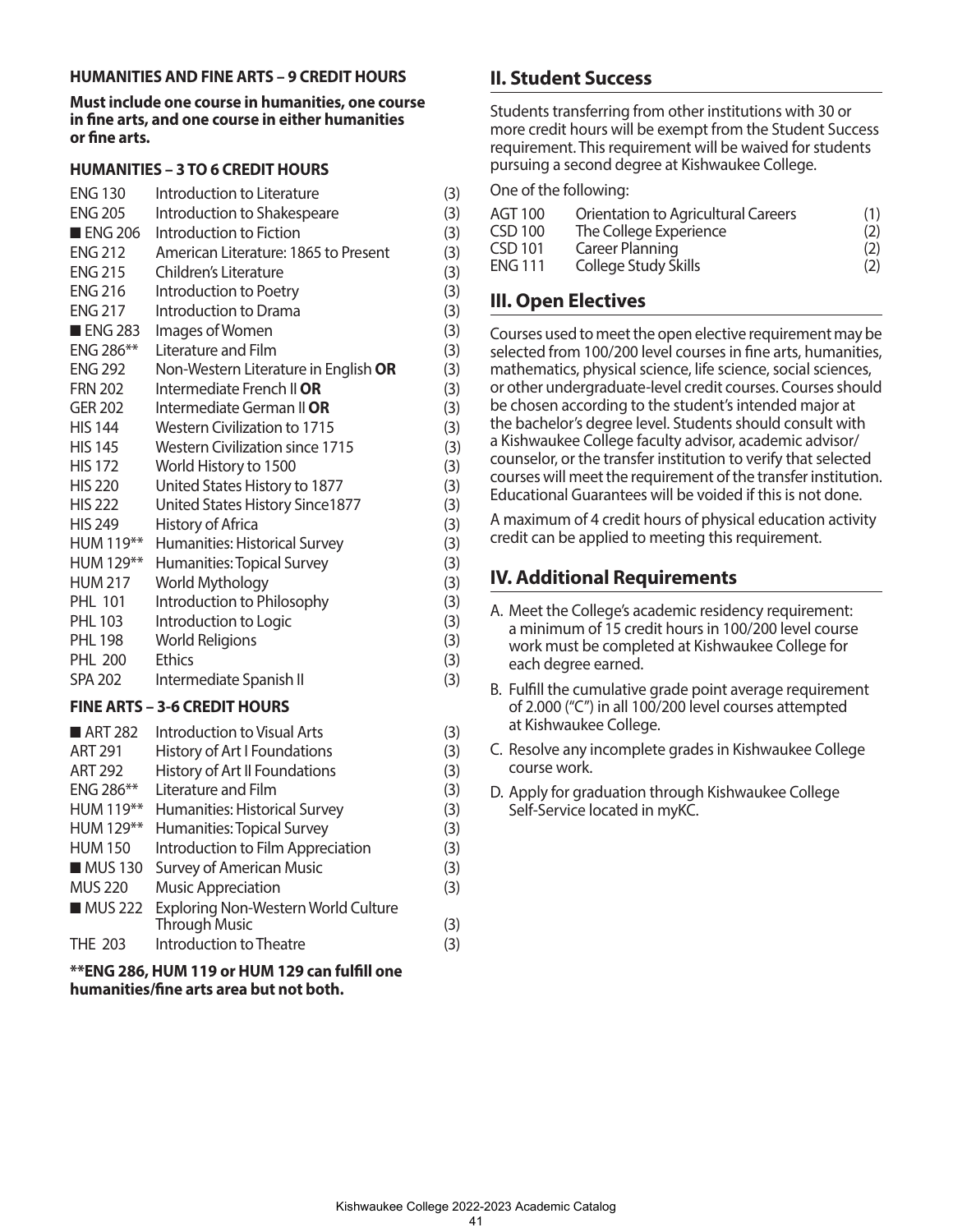#### HUMANITIES AND FINE ARTS – 9 CREDIT HOURS

**Must include one course in humanities, one course in fine arts, and one course in either humanities or fine arts.**

#### HUMANITIES – 3 TO 6 CREDIT HOURS

| | | |
|---|---|---|
| ENG 130 | Introduction to Literature | (3) |
| ENG 205 | Introduction to Shakespeare | (3) |
| ■ ENG 206 | Introduction to Fiction | (3) |
| ENG 212 | American Literature: 1865 to Present | (3) |
| ENG 215 | Children's Literature | (3) |
| ENG 216 | Introduction to Poetry | (3) |
| ENG 217 | Introduction to Drama | (3) |
| ■ ENG 283 | Images of Women | (3) |
| ENG 286** | Literature and Film | (3) |
| ENG 292 | Non-Western Literature in English **OR** | (3) |
| FRN 202 | Intermediate French II **OR** | (3) |
| GER 202 | Intermediate German II **OR** | (3) |
| HIS 144 | Western Civilization to 1715 | (3) |
| HIS 145 | Western Civilization since 1715 | (3) |
| HIS 172 | World History to 1500 | (3) |
| HIS 220 | United States History to 1877 | (3) |
| HIS 222 | United States History Since1877 | (3) |
| HIS 249 | History of Africa | (3) |
| HUM 119** | Humanities: Historical Survey | (3) |
| HUM 129** | Humanities: Topical Survey | (3) |
| HUM 217 | World Mythology | (3) |
| PHL 101 | Introduction to Philosophy | (3) |
| PHL 103 | Introduction to Logic | (3) |
| PHL 198 | World Religions | (3) |
| PHL 200 | Ethics | (3) |
| SPA 202 | Intermediate Spanish II | (3) |

#### FINE ARTS – 3-6 CREDIT HOURS

| | | |
|---|---|---|
| ■ ART 282 | Introduction to Visual Arts | (3) |
| ART 291 | History of Art I Foundations | (3) |
| ART 292 | History of Art II Foundations | (3) |
| ENG 286** | Literature and Film | (3) |
| HUM 119** | Humanities: Historical Survey | (3) |
| HUM 129** | Humanities: Topical Survey | (3) |
| HUM 150 | Introduction to Film Appreciation | (3) |
| ■ MUS 130 | Survey of American Music | (3) |
| MUS 220 | Music Appreciation | (3) |
| ■ MUS 222 | Exploring Non-Western World Culture Through Music | (3) |
| THE 203 | Introduction to Theatre | (3) |

**\*\*ENG 286, HUM 119 or HUM 129 can fulfill one humanities/fine arts area but not both.**

## II. Student Success

Students transferring from other institutions with 30 or more credit hours will be exempt from the Student Success requirement. This requirement will be waived for students pursuing a second degree at Kishwaukee College.

One of the following:

| | | |
|---|---|---|
| AGT 100 | Orientation to Agricultural Careers | (1) |
| CSD 100 | The College Experience | (2) |
| CSD 101 | Career Planning | (2) |
| ENG 111 | College Study Skills | (2) |

## III. Open Electives

Courses used to meet the open elective requirement may be selected from 100/200 level courses in fine arts, humanities, mathematics, physical science, life science, social sciences, or other undergraduate-level credit courses. Courses should be chosen according to the student's intended major at the bachelor's degree level. Students should consult with a Kishwaukee College faculty advisor, academic advisor/counselor, or the transfer institution to verify that selected courses will meet the requirement of the transfer institution. Educational Guarantees will be voided if this is not done.

A maximum of 4 credit hours of physical education activity credit can be applied to meeting this requirement.

## IV. Additional Requirements

A. Meet the College's academic residency requirement: a minimum of 15 credit hours in 100/200 level course work must be completed at Kishwaukee College for each degree earned.

B. Fulfill the cumulative grade point average requirement of 2.000 ("C") in all 100/200 level courses attempted at Kishwaukee College.

C. Resolve any incomplete grades in Kishwaukee College course work.

D. Apply for graduation through Kishwaukee College Self-Service located in myKC.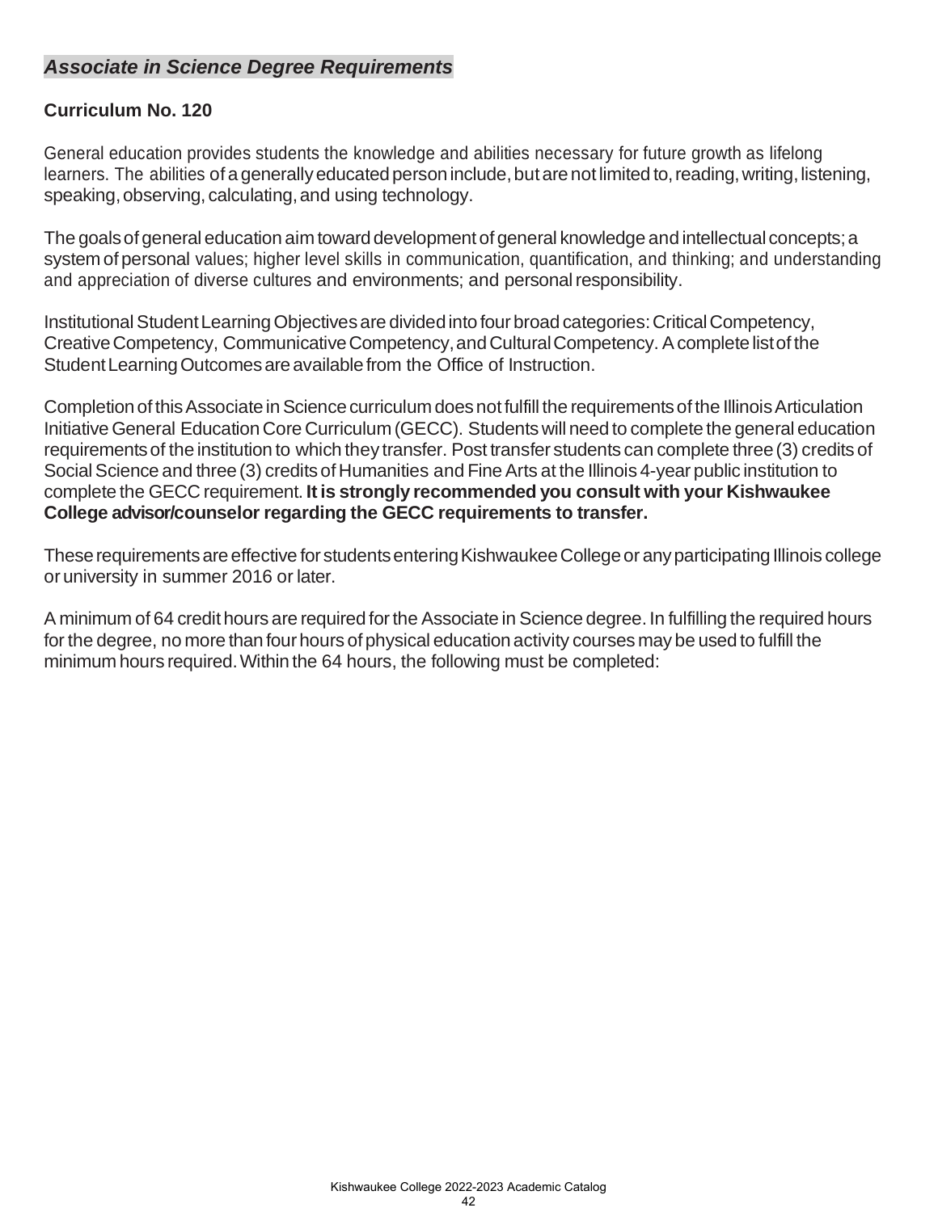## *Associate in Science Degree Requirements*

### Curriculum No. 120

General education provides students the knowledge and abilities necessary for future growth as lifelong learners. The abilities of a generally educated person include, but are not limited to, reading, writing, listening, speaking, observing, calculating, and using technology.

The goals of general education aim toward development of general knowledge and intellectual concepts; a system of personal values; higher level skills in communication, quantification, and thinking; and understanding and appreciation of diverse cultures and environments; and personal responsibility.

Institutional Student Learning Objectives are divided into four broad categories: Critical Competency, Creative Competency, Communicative Competency, and Cultural Competency. A complete list of the Student Learning Outcomes are available from the Office of Instruction.

Completion of this Associate in Science curriculum does not fulfill the requirements of the Illinois Articulation Initiative General Education Core Curriculum (GECC). Students will need to complete the general education requirements of the institution to which they transfer. Post transfer students can complete three (3) credits of Social Science and three (3) credits of Humanities and Fine Arts at the Illinois 4-year public institution to complete the GECC requirement. **It is strongly recommended you consult with your Kishwaukee College advisor/counselor regarding the GECC requirements to transfer.**

These requirements are effective for students entering Kishwaukee College or any participating Illinois college or university in summer 2016 or later.

A minimum of 64 credit hours are required for the Associate in Science degree. In fulfilling the required hours for the degree, no more than four hours of physical education activity courses may be used to fulfill the minimum hours required. Within the 64 hours, the following must be completed: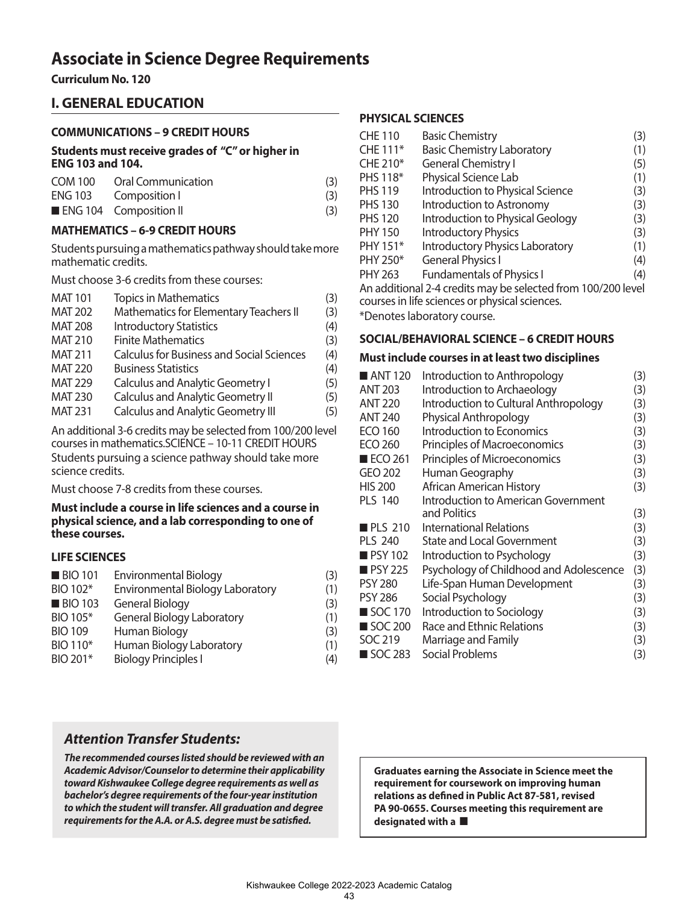# Associate in Science Degree Requirements

**Curriculum No. 120**

## I. GENERAL EDUCATION

### COMMUNICATIONS – 9 CREDIT HOURS

**Students must receive grades of "C" or higher in ENG 103 and 104.**

| | | |
|---|---|---|
| COM 100 | Oral Communication | (3) |
| ENG 103 | Composition I | (3) |
| ■ ENG 104 | Composition II | (3) |

### MATHEMATICS – 6-9 CREDIT HOURS

Students pursuing a mathematics pathway should take more mathematic credits.

Must choose 3-6 credits from these courses:

| | | |
|---|---|---|
| MAT 101 | Topics in Mathematics | (3) |
| MAT 202 | Mathematics for Elementary Teachers II | (3) |
| MAT 208 | Introductory Statistics | (4) |
| MAT 210 | Finite Mathematics | (3) |
| MAT 211 | Calculus for Business and Social Sciences | (4) |
| MAT 220 | Business Statistics | (4) |
| MAT 229 | Calculus and Analytic Geometry I | (5) |
| MAT 230 | Calculus and Analytic Geometry II | (5) |
| MAT 231 | Calculus and Analytic Geometry III | (5) |

An additional 3-6 credits may be selected from 100/200 level courses in mathematics.SCIENCE – 10-11 CREDIT HOURS

Students pursuing a science pathway should take more science credits.

Must choose 7-8 credits from these courses.

**Must include a course in life sciences and a course in physical science, and a lab corresponding to one of these courses.**

### LIFE SCIENCES

| | | |
|---|---|---|
| ■ BIO 101 | Environmental Biology | (3) |
| BIO 102* | Environmental Biology Laboratory | (1) |
| ■ BIO 103 | General Biology | (3) |
| BIO 105* | General Biology Laboratory | (1) |
| BIO 109 | Human Biology | (3) |
| BIO 110* | Human Biology Laboratory | (1) |
| BIO 201* | Biology Principles I | (4) |

### PHYSICAL SCIENCES

| | | |
|---|---|---|
| CHE 110 | Basic Chemistry | (3) |
| CHE 111* | Basic Chemistry Laboratory | (1) |
| CHE 210* | General Chemistry I | (5) |
| PHS 118* | Physical Science Lab | (1) |
| PHS 119 | Introduction to Physical Science | (3) |
| PHS 130 | Introduction to Astronomy | (3) |
| PHS 120 | Introduction to Physical Geology | (3) |
| PHY 150 | Introductory Physics | (3) |
| PHY 151* | Introductory Physics Laboratory | (1) |
| PHY 250* | General Physics I | (4) |
| PHY 263 | Fundamentals of Physics I | (4) |

An additional 2-4 credits may be selected from 100/200 level courses in life sciences or physical sciences.

*Denotes laboratory course.

### SOCIAL/BEHAVIORAL SCIENCE – 6 CREDIT HOURS

**Must include courses in at least two disciplines**

| | | |
|---|---|---|
| ■ ANT 120 | Introduction to Anthropology | (3) |
| ANT 203 | Introduction to Archaeology | (3) |
| ANT 220 | Introduction to Cultural Anthropology | (3) |
| ANT 240 | Physical Anthropology | (3) |
| ECO 160 | Introduction to Economics | (3) |
| ECO 260 | Principles of Macroeconomics | (3) |
| ■ ECO 261 | Principles of Microeconomics | (3) |
| GEO 202 | Human Geography | (3) |
| HIS 200 | African American History | (3) |
| PLS 140 | Introduction to American Government and Politics | (3) |
| ■ PLS 210 | International Relations | (3) |
| PLS 240 | State and Local Government | (3) |
| ■ PSY 102 | Introduction to Psychology | (3) |
| ■ PSY 225 | Psychology of Childhood and Adolescence | (3) |
| PSY 280 | Life-Span Human Development | (3) |
| PSY 286 | Social Psychology | (3) |
| ■ SOC 170 | Introduction to Sociology | (3) |
| ■ SOC 200 | Race and Ethnic Relations | (3) |
| SOC 219 | Marriage and Family | (3) |
| ■ SOC 283 | Social Problems | (3) |

### *Attention Transfer Students:*

***The recommended courses listed should be reviewed with an Academic Advisor/Counselor to determine their applicability toward Kishwaukee College degree requirements as well as bachelor's degree requirements of the four-year institution to which the student will transfer. All graduation and degree requirements for the A.A. or A.S. degree must be satisfied.***

**Graduates earning the Associate in Science meet the requirement for coursework on improving human relations as defined in Public Act 87-581, revised PA 90-0655. Courses meeting this requirement are designated with a ■**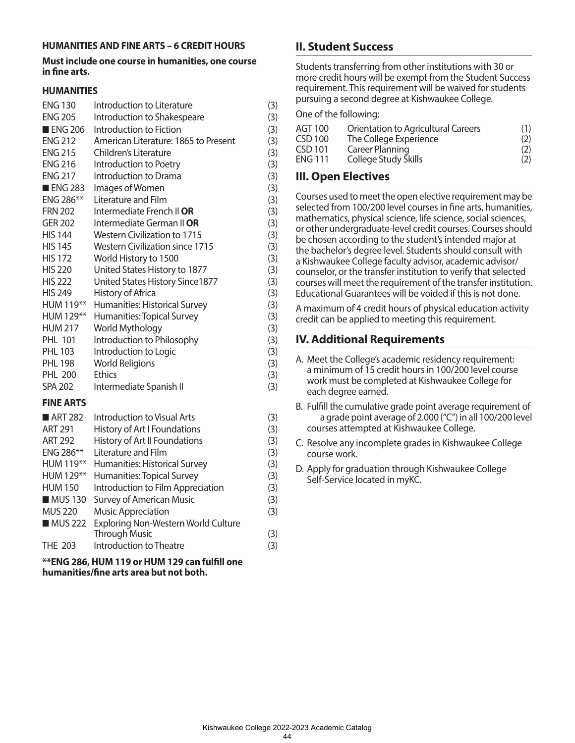#### HUMANITIES AND FINE ARTS – 6 CREDIT HOURS

**Must include one course in humanities, one course in fine arts.**

#### HUMANITIES

| | | |
|---|---|---|
| ENG 130 | Introduction to Literature | (3) |
| ENG 205 | Introduction to Shakespeare | (3) |
| ■ ENG 206 | Introduction to Fiction | (3) |
| ENG 212 | American Literature: 1865 to Present | (3) |
| ENG 215 | Children's Literature | (3) |
| ENG 216 | Introduction to Poetry | (3) |
| ENG 217 | Introduction to Drama | (3) |
| ■ ENG 283 | Images of Women | (3) |
| ENG 286** | Literature and Film | (3) |
| FRN 202 | Intermediate French II **OR** | (3) |
| GER 202 | Intermediate German II **OR** | (3) |
| HIS 144 | Western Civilization to 1715 | (3) |
| HIS 145 | Western Civilization since 1715 | (3) |
| HIS 172 | World History to 1500 | (3) |
| HIS 220 | United States History to 1877 | (3) |
| HIS 222 | United States History Since1877 | (3) |
| HIS 249 | History of Africa | (3) |
| HUM 119** | Humanities: Historical Survey | (3) |
| HUM 129** | Humanities: Topical Survey | (3) |
| HUM 217 | World Mythology | (3) |
| PHL 101 | Introduction to Philosophy | (3) |
| PHL 103 | Introduction to Logic | (3) |
| PHL 198 | World Religions | (3) |
| PHL 200 | Ethics | (3) |
| SPA 202 | Intermediate Spanish II | (3) |

#### FINE ARTS

| | | |
|---|---|---|
| ■ ART 282 | Introduction to Visual Arts | (3) |
| ART 291 | History of Art I Foundations | (3) |
| ART 292 | History of Art II Foundations | (3) |
| ENG 286** | Literature and Film | (3) |
| HUM 119** | Humanities: Historical Survey | (3) |
| HUM 129** | Humanities: Topical Survey | (3) |
| HUM 150 | Introduction to Film Appreciation | (3) |
| ■ MUS 130 | Survey of American Music | (3) |
| MUS 220 | Music Appreciation | (3) |
| ■ MUS 222 | Exploring Non-Western World Culture Through Music | (3) |
| THE 203 | Introduction to Theatre | (3) |

**\*\*ENG 286, HUM 119 or HUM 129 can fulfill one humanities/fine arts area but not both.**

## II. Student Success

Students transferring from other institutions with 30 or more credit hours will be exempt from the Student Success requirement. This requirement will be waived for students pursuing a second degree at Kishwaukee College.

One of the following:

| | | |
|---|---|---|
| AGT 100 | Orientation to Agricultural Careers | (1) |
| CSD 100 | The College Experience | (2) |
| CSD 101 | Career Planning | (2) |
| ENG 111 | College Study Skills | (2) |

## III. Open Electives

Courses used to meet the open elective requirement may be selected from 100/200 level courses in fine arts, humanities, mathematics, physical science, life science, social sciences, or other undergraduate-level credit courses. Courses should be chosen according to the student's intended major at the bachelor's degree level. Students should consult with a Kishwaukee College faculty advisor, academic advisor/counselor, or the transfer institution to verify that selected courses will meet the requirement of the transfer institution. Educational Guarantees will be voided if this is not done.

A maximum of 4 credit hours of physical education activity credit can be applied to meeting this requirement.

## IV. Additional Requirements

A. Meet the College's academic residency requirement: a minimum of 15 credit hours in 100/200 level course work must be completed at Kishwaukee College for each degree earned.

B. Fulfill the cumulative grade point average requirement of a grade point average of 2.000 ("C") in all 100/200 level courses attempted at Kishwaukee College.

C. Resolve any incomplete grades in Kishwaukee College course work.

D. Apply for graduation through Kishwaukee College Self-Service located in myKC.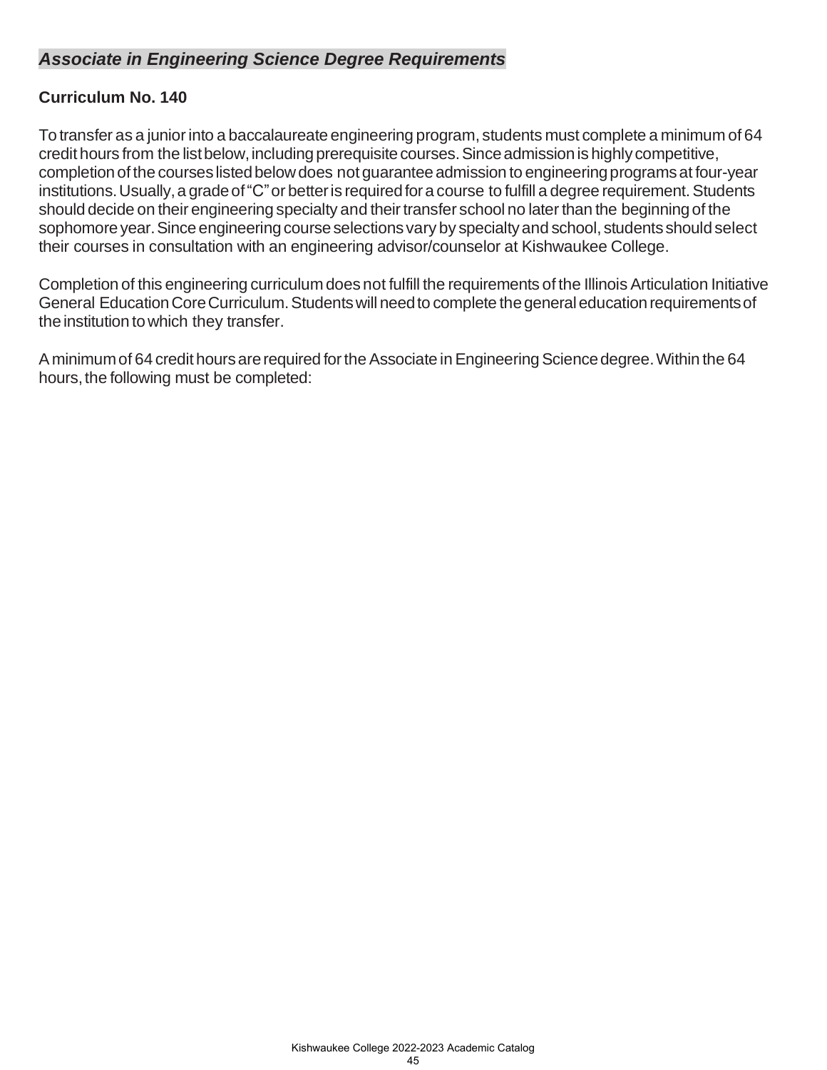## *Associate in Engineering Science Degree Requirements*

### Curriculum No. 140

To transfer as a junior into a baccalaureate engineering program, students must complete a minimum of 64 credit hours from the list below, including prerequisite courses. Since admission is highly competitive, completion of the courses listed below does not guarantee admission to engineering programs at four-year institutions. Usually, a grade of "C" or better is required for a course to fulfill a degree requirement. Students should decide on their engineering specialty and their transfer school no later than the beginning of the sophomore year. Since engineering course selections vary by specialty and school, students should select their courses in consultation with an engineering advisor/counselor at Kishwaukee College.

Completion of this engineering curriculum does not fulfill the requirements of the Illinois Articulation Initiative General Education Core Curriculum. Students will need to complete the general education requirements of the institution to which they transfer.

A minimum of 64 credit hours are required for the Associate in Engineering Science degree. Within the 64 hours, the following must be completed: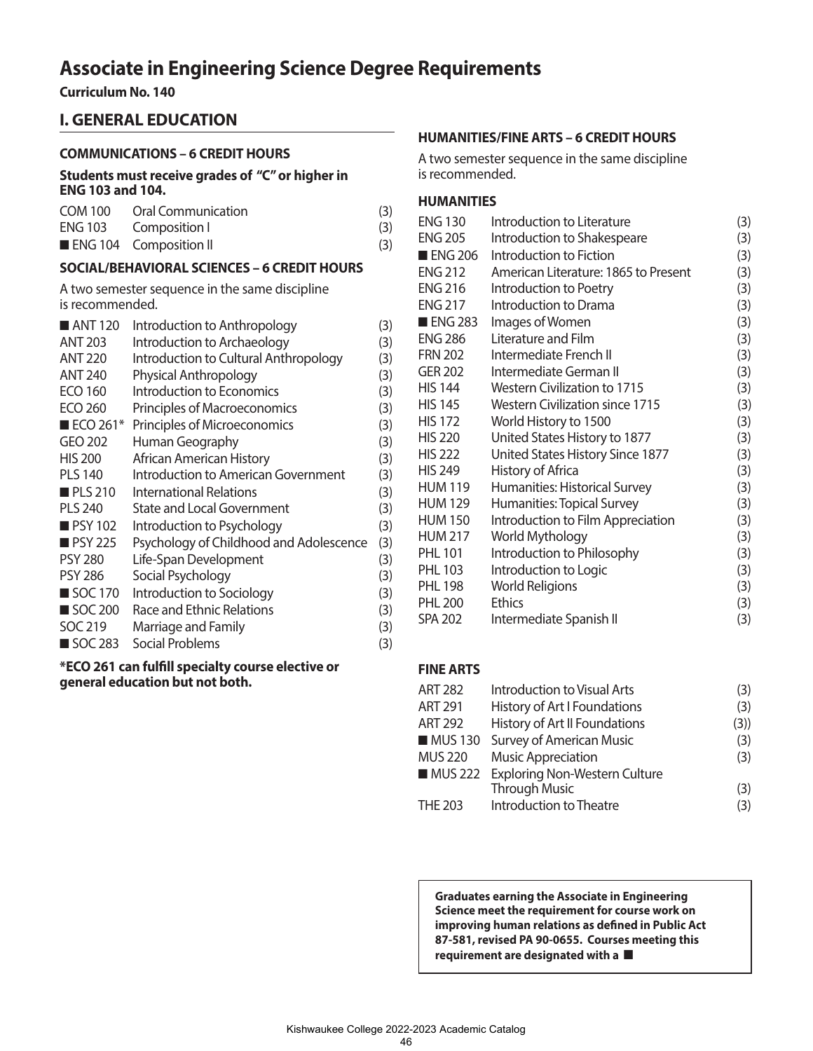# Associate in Engineering Science Degree Requirements

**Curriculum No. 140**

## I. GENERAL EDUCATION

### COMMUNICATIONS – 6 CREDIT HOURS

**Students must receive grades of "C" or higher in ENG 103 and 104.**

| | | |
|---|---|---|
| COM 100 | Oral Communication | (3) |
| ENG 103 | Composition I | (3) |
| ■ ENG 104 | Composition II | (3) |

### SOCIAL/BEHAVIORAL SCIENCES – 6 CREDIT HOURS

A two semester sequence in the same discipline is recommended.

| | | |
|---|---|---|
| ■ ANT 120 | Introduction to Anthropology | (3) |
| ANT 203 | Introduction to Archaeology | (3) |
| ANT 220 | Introduction to Cultural Anthropology | (3) |
| ANT 240 | Physical Anthropology | (3) |
| ECO 160 | Introduction to Economics | (3) |
| ECO 260 | Principles of Macroeconomics | (3) |
| ■ ECO 261* | Principles of Microeconomics | (3) |
| GEO 202 | Human Geography | (3) |
| HIS 200 | African American History | (3) |
| PLS 140 | Introduction to American Government | (3) |
| ■ PLS 210 | International Relations | (3) |
| PLS 240 | State and Local Government | (3) |
| ■ PSY 102 | Introduction to Psychology | (3) |
| ■ PSY 225 | Psychology of Childhood and Adolescence | (3) |
| PSY 280 | Life-Span Development | (3) |
| PSY 286 | Social Psychology | (3) |
| ■ SOC 170 | Introduction to Sociology | (3) |
| ■ SOC 200 | Race and Ethnic Relations | (3) |
| SOC 219 | Marriage and Family | (3) |
| ■ SOC 283 | Social Problems | (3) |

**\*ECO 261 can fulfill specialty course elective or general education but not both.**

### HUMANITIES/FINE ARTS – 6 CREDIT HOURS

A two semester sequence in the same discipline is recommended.

#### HUMANITIES

| | | |
|---|---|---|
| ENG 130 | Introduction to Literature | (3) |
| ENG 205 | Introduction to Shakespeare | (3) |
| ■ ENG 206 | Introduction to Fiction | (3) |
| ENG 212 | American Literature: 1865 to Present | (3) |
| ENG 216 | Introduction to Poetry | (3) |
| ENG 217 | Introduction to Drama | (3) |
| ■ ENG 283 | Images of Women | (3) |
| ENG 286 | Literature and Film | (3) |
| FRN 202 | Intermediate French II | (3) |
| GER 202 | Intermediate German II | (3) |
| HIS 144 | Western Civilization to 1715 | (3) |
| HIS 145 | Western Civilization since 1715 | (3) |
| HIS 172 | World History to 1500 | (3) |
| HIS 220 | United States History to 1877 | (3) |
| HIS 222 | United States History Since 1877 | (3) |
| HIS 249 | History of Africa | (3) |
| HUM 119 | Humanities: Historical Survey | (3) |
| HUM 129 | Humanities: Topical Survey | (3) |
| HUM 150 | Introduction to Film Appreciation | (3) |
| HUM 217 | World Mythology | (3) |
| PHL 101 | Introduction to Philosophy | (3) |
| PHL 103 | Introduction to Logic | (3) |
| PHL 198 | World Religions | (3) |
| PHL 200 | Ethics | (3) |
| SPA 202 | Intermediate Spanish II | (3) |

#### FINE ARTS

| | | |
|---|---|---|
| ART 282 | Introduction to Visual Arts | (3) |
| ART 291 | History of Art I Foundations | (3) |
| ART 292 | History of Art II Foundations | (3)) |
| ■ MUS 130 | Survey of American Music | (3) |
| MUS 220 | Music Appreciation | (3) |
| ■ MUS 222 | Exploring Non-Western Culture Through Music | (3) |
| THE 203 | Introduction to Theatre | (3) |

**Graduates earning the Associate in Engineering Science meet the requirement for course work on improving human relations as defined in Public Act 87-581, revised PA 90-0655. Courses meeting this requirement are designated with a ■**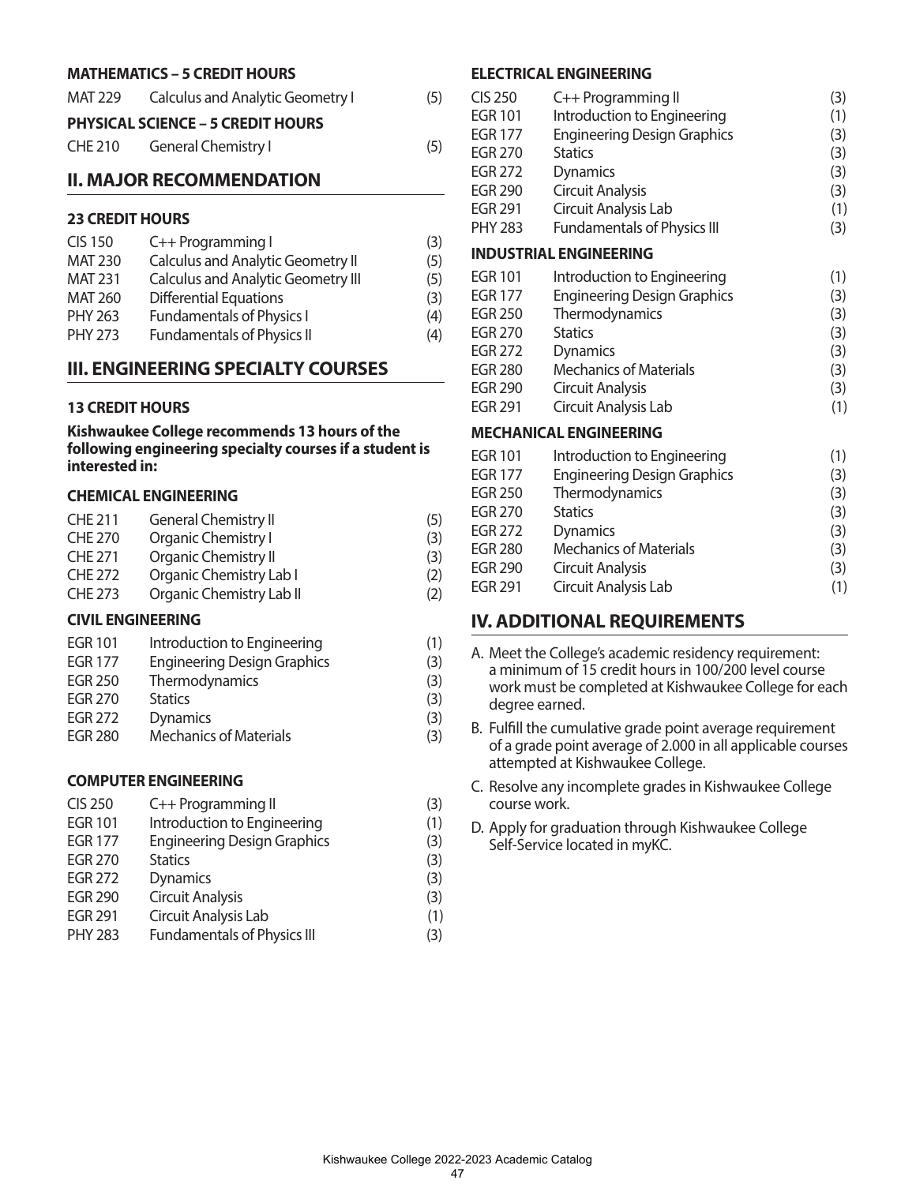**MATHEMATICS – 5 CREDIT HOURS**

| | | |
|---|---|---|
| MAT 229 | Calculus and Analytic Geometry I | (5) |

**PHYSICAL SCIENCE – 5 CREDIT HOURS**

| | | |
|---|---|---|
| CHE 210 | General Chemistry I | (5) |

## II. MAJOR RECOMMENDATION

**23 CREDIT HOURS**

| | | |
|---|---|---|
| CIS 150 | C++ Programming I | (3) |
| MAT 230 | Calculus and Analytic Geometry II | (5) |
| MAT 231 | Calculus and Analytic Geometry III | (5) |
| MAT 260 | Differential Equations | (3) |
| PHY 263 | Fundamentals of Physics I | (4) |
| PHY 273 | Fundamentals of Physics II | (4) |

## III. ENGINEERING SPECIALTY COURSES

**13 CREDIT HOURS**

**Kishwaukee College recommends 13 hours of the following engineering specialty courses if a student is interested in:**

**CHEMICAL ENGINEERING**

| | | |
|---|---|---|
| CHE 211 | General Chemistry II | (5) |
| CHE 270 | Organic Chemistry I | (3) |
| CHE 271 | Organic Chemistry II | (3) |
| CHE 272 | Organic Chemistry Lab I | (2) |
| CHE 273 | Organic Chemistry Lab II | (2) |

**CIVIL ENGINEERING**

| | | |
|---|---|---|
| EGR 101 | Introduction to Engineering | (1) |
| EGR 177 | Engineering Design Graphics | (3) |
| EGR 250 | Thermodynamics | (3) |
| EGR 270 | Statics | (3) |
| EGR 272 | Dynamics | (3) |
| EGR 280 | Mechanics of Materials | (3) |

**COMPUTER ENGINEERING**

| | | |
|---|---|---|
| CIS 250 | C++ Programming II | (3) |
| EGR 101 | Introduction to Engineering | (1) |
| EGR 177 | Engineering Design Graphics | (3) |
| EGR 270 | Statics | (3) |
| EGR 272 | Dynamics | (3) |
| EGR 290 | Circuit Analysis | (3) |
| EGR 291 | Circuit Analysis Lab | (1) |
| PHY 283 | Fundamentals of Physics III | (3) |

**ELECTRICAL ENGINEERING**

| | | |
|---|---|---|
| CIS 250 | C++ Programming II | (3) |
| EGR 101 | Introduction to Engineering | (1) |
| EGR 177 | Engineering Design Graphics | (3) |
| EGR 270 | Statics | (3) |
| EGR 272 | Dynamics | (3) |
| EGR 290 | Circuit Analysis | (3) |
| EGR 291 | Circuit Analysis Lab | (1) |
| PHY 283 | Fundamentals of Physics III | (3) |

**INDUSTRIAL ENGINEERING**

| | | |
|---|---|---|
| EGR 101 | Introduction to Engineering | (1) |
| EGR 177 | Engineering Design Graphics | (3) |
| EGR 250 | Thermodynamics | (3) |
| EGR 270 | Statics | (3) |
| EGR 272 | Dynamics | (3) |
| EGR 280 | Mechanics of Materials | (3) |
| EGR 290 | Circuit Analysis | (3) |
| EGR 291 | Circuit Analysis Lab | (1) |

**MECHANICAL ENGINEERING**

| | | |
|---|---|---|
| EGR 101 | Introduction to Engineering | (1) |
| EGR 177 | Engineering Design Graphics | (3) |
| EGR 250 | Thermodynamics | (3) |
| EGR 270 | Statics | (3) |
| EGR 272 | Dynamics | (3) |
| EGR 280 | Mechanics of Materials | (3) |
| EGR 290 | Circuit Analysis | (3) |
| EGR 291 | Circuit Analysis Lab | (1) |

## IV. ADDITIONAL REQUIREMENTS

A. Meet the College's academic residency requirement: a minimum of 15 credit hours in 100/200 level course work must be completed at Kishwaukee College for each degree earned.

B. Fulfill the cumulative grade point average requirement of a grade point average of 2.000 in all applicable courses attempted at Kishwaukee College.

C. Resolve any incomplete grades in Kishwaukee College course work.

D. Apply for graduation through Kishwaukee College Self-Service located in myKC.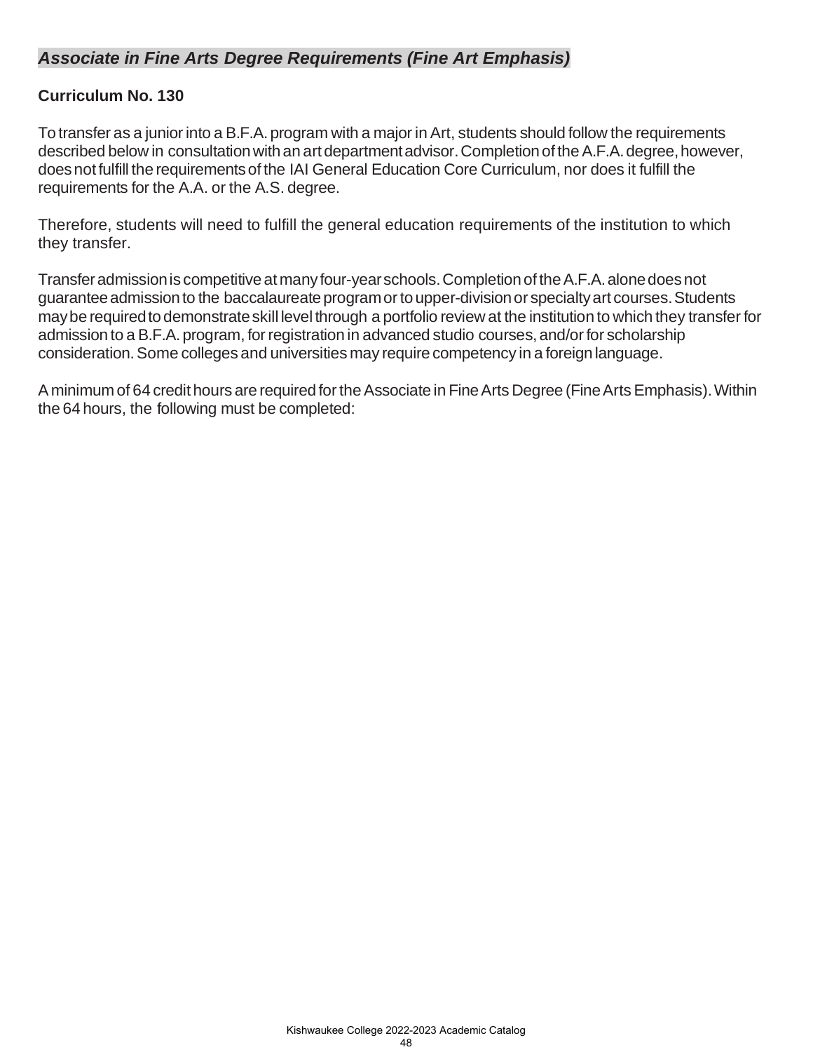## *Associate in Fine Arts Degree Requirements (Fine Art Emphasis)*

### Curriculum No. 130

To transfer as a junior into a B.F.A. program with a major in Art, students should follow the requirements described below in consultation with an art department advisor. Completion of the A.F.A. degree, however, does not fulfill the requirements of the IAI General Education Core Curriculum, nor does it fulfill the requirements for the A.A. or the A.S. degree.

Therefore, students will need to fulfill the general education requirements of the institution to which they transfer.

Transfer admission is competitive at many four-year schools. Completion of the A.F.A. alone does not guarantee admission to the baccalaureate program or to upper-division or specialty art courses. Students may be required to demonstrate skill level through a portfolio review at the institution to which they transfer for admission to a B.F.A. program, for registration in advanced studio courses, and/or for scholarship consideration. Some colleges and universities may require competency in a foreign language.

A minimum of 64 credit hours are required for the Associate in Fine Arts Degree (Fine Arts Emphasis). Within the 64 hours, the following must be completed: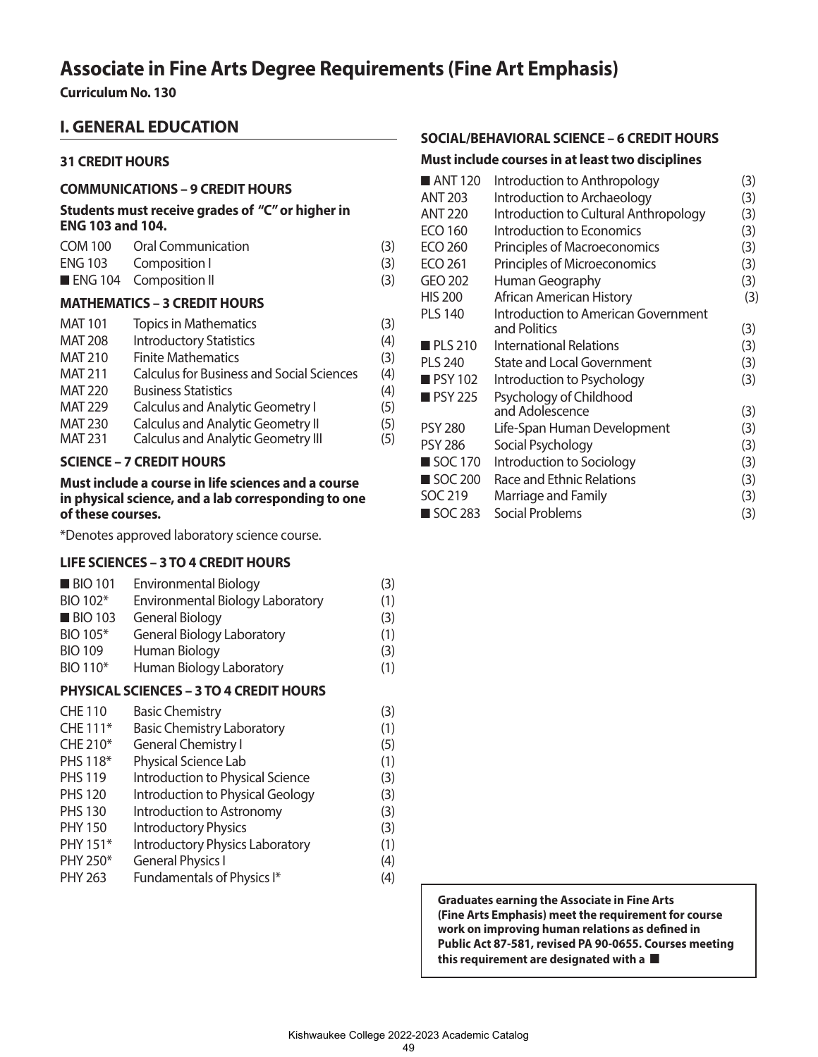# Associate in Fine Arts Degree Requirements (Fine Art Emphasis)

**Curriculum No. 130**

## I. GENERAL EDUCATION

### 31 CREDIT HOURS

### COMMUNICATIONS – 9 CREDIT HOURS

**Students must receive grades of "C" or higher in ENG 103 and 104.**

| | | |
|---|---|---|
| COM 100 | Oral Communication | (3) |
| ENG 103 | Composition I | (3) |
| ■ ENG 104 | Composition II | (3) |

### MATHEMATICS – 3 CREDIT HOURS

| | | |
|---|---|---|
| MAT 101 | Topics in Mathematics | (3) |
| MAT 208 | Introductory Statistics | (4) |
| MAT 210 | Finite Mathematics | (3) |
| MAT 211 | Calculus for Business and Social Sciences | (4) |
| MAT 220 | Business Statistics | (4) |
| MAT 229 | Calculus and Analytic Geometry I | (5) |
| MAT 230 | Calculus and Analytic Geometry II | (5) |
| MAT 231 | Calculus and Analytic Geometry III | (5) |

### SCIENCE – 7 CREDIT HOURS

**Must include a course in life sciences and a course in physical science, and a lab corresponding to one of these courses.**

*Denotes approved laboratory science course.

### LIFE SCIENCES – 3 TO 4 CREDIT HOURS

| | | |
|---|---|---|
| ■ BIO 101 | Environmental Biology | (3) |
| BIO 102* | Environmental Biology Laboratory | (1) |
| ■ BIO 103 | General Biology | (3) |
| BIO 105* | General Biology Laboratory | (1) |
| BIO 109 | Human Biology | (3) |
| BIO 110* | Human Biology Laboratory | (1) |

### PHYSICAL SCIENCES – 3 TO 4 CREDIT HOURS

| | | |
|---|---|---|
| CHE 110 | Basic Chemistry | (3) |
| CHE 111* | Basic Chemistry Laboratory | (1) |
| CHE 210* | General Chemistry I | (5) |
| PHS 118* | Physical Science Lab | (1) |
| PHS 119 | Introduction to Physical Science | (3) |
| PHS 120 | Introduction to Physical Geology | (3) |
| PHS 130 | Introduction to Astronomy | (3) |
| PHY 150 | Introductory Physics | (3) |
| PHY 151* | Introductory Physics Laboratory | (1) |
| PHY 250* | General Physics I | (4) |
| PHY 263 | Fundamentals of Physics I* | (4) |

### SOCIAL/BEHAVIORAL SCIENCE – 6 CREDIT HOURS

**Must include courses in at least two disciplines**

| | | |
|---|---|---|
| ■ ANT 120 | Introduction to Anthropology | (3) |
| ANT 203 | Introduction to Archaeology | (3) |
| ANT 220 | Introduction to Cultural Anthropology | (3) |
| ECO 160 | Introduction to Economics | (3) |
| ECO 260 | Principles of Macroeconomics | (3) |
| ECO 261 | Principles of Microeconomics | (3) |
| GEO 202 | Human Geography | (3) |
| HIS 200 | African American History | (3) |
| PLS 140 | Introduction to American Government and Politics | (3) |
| ■ PLS 210 | International Relations | (3) |
| PLS 240 | State and Local Government | (3) |
| ■ PSY 102 | Introduction to Psychology | (3) |
| ■ PSY 225 | Psychology of Childhood and Adolescence | (3) |
| PSY 280 | Life-Span Human Development | (3) |
| PSY 286 | Social Psychology | (3) |
| ■ SOC 170 | Introduction to Sociology | (3) |
| ■ SOC 200 | Race and Ethnic Relations | (3) |
| SOC 219 | Marriage and Family | (3) |
| ■ SOC 283 | Social Problems | (3) |

**Graduates earning the Associate in Fine Arts (Fine Arts Emphasis) meet the requirement for course work on improving human relations as defined in Public Act 87-581, revised PA 90-0655. Courses meeting this requirement are designated with a ■**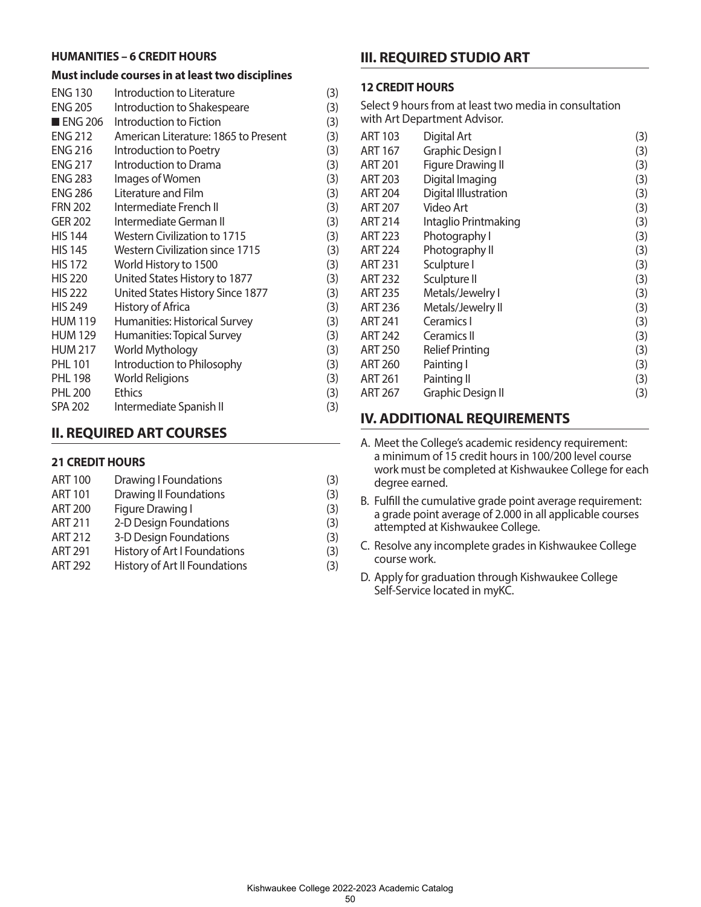#### HUMANITIES – 6 CREDIT HOURS

**Must include courses in at least two disciplines**

| | | |
|---|---|---|
| ENG 130 | Introduction to Literature | (3) |
| ENG 205 | Introduction to Shakespeare | (3) |
| ■ ENG 206 | Introduction to Fiction | (3) |
| ENG 212 | American Literature: 1865 to Present | (3) |
| ENG 216 | Introduction to Poetry | (3) |
| ENG 217 | Introduction to Drama | (3) |
| ENG 283 | Images of Women | (3) |
| ENG 286 | Literature and Film | (3) |
| FRN 202 | Intermediate French II | (3) |
| GER 202 | Intermediate German II | (3) |
| HIS 144 | Western Civilization to 1715 | (3) |
| HIS 145 | Western Civilization since 1715 | (3) |
| HIS 172 | World History to 1500 | (3) |
| HIS 220 | United States History to 1877 | (3) |
| HIS 222 | United States History Since 1877 | (3) |
| HIS 249 | History of Africa | (3) |
| HUM 119 | Humanities: Historical Survey | (3) |
| HUM 129 | Humanities: Topical Survey | (3) |
| HUM 217 | World Mythology | (3) |
| PHL 101 | Introduction to Philosophy | (3) |
| PHL 198 | World Religions | (3) |
| PHL 200 | Ethics | (3) |
| SPA 202 | Intermediate Spanish II | (3) |

## II. REQUIRED ART COURSES

#### 21 CREDIT HOURS

| | | |
|---|---|---|
| ART 100 | Drawing I Foundations | (3) |
| ART 101 | Drawing II Foundations | (3) |
| ART 200 | Figure Drawing I | (3) |
| ART 211 | 2-D Design Foundations | (3) |
| ART 212 | 3-D Design Foundations | (3) |
| ART 291 | History of Art I Foundations | (3) |
| ART 292 | History of Art II Foundations | (3) |

## III. REQUIRED STUDIO ART

#### 12 CREDIT HOURS

Select 9 hours from at least two media in consultation with Art Department Advisor.

| | | |
|---|---|---|
| ART 103 | Digital Art | (3) |
| ART 167 | Graphic Design I | (3) |
| ART 201 | Figure Drawing II | (3) |
| ART 203 | Digital Imaging | (3) |
| ART 204 | Digital Illustration | (3) |
| ART 207 | Video Art | (3) |
| ART 214 | Intaglio Printmaking | (3) |
| ART 223 | Photography I | (3) |
| ART 224 | Photography II | (3) |
| ART 231 | Sculpture I | (3) |
| ART 232 | Sculpture II | (3) |
| ART 235 | Metals/Jewelry I | (3) |
| ART 236 | Metals/Jewelry II | (3) |
| ART 241 | Ceramics I | (3) |
| ART 242 | Ceramics II | (3) |
| ART 250 | Relief Printing | (3) |
| ART 260 | Painting I | (3) |
| ART 261 | Painting II | (3) |
| ART 267 | Graphic Design II | (3) |

## IV. ADDITIONAL REQUIREMENTS

A. Meet the College's academic residency requirement: a minimum of 15 credit hours in 100/200 level course work must be completed at Kishwaukee College for each degree earned.

B. Fulfill the cumulative grade point average requirement: a grade point average of 2.000 in all applicable courses attempted at Kishwaukee College.

C. Resolve any incomplete grades in Kishwaukee College course work.

D. Apply for graduation through Kishwaukee College Self-Service located in myKC.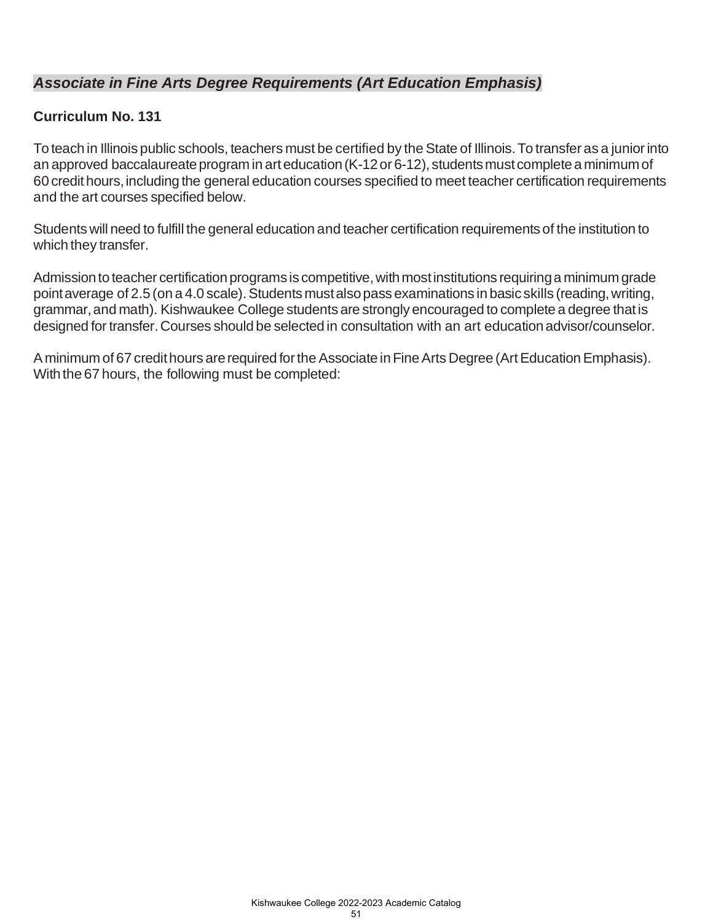## *Associate in Fine Arts Degree Requirements (Art Education Emphasis)*

### Curriculum No. 131

To teach in Illinois public schools, teachers must be certified by the State of Illinois. To transfer as a junior into an approved baccalaureate program in art education (K-12 or 6-12), students must complete a minimum of 60 credit hours, including the general education courses specified to meet teacher certification requirements and the art courses specified below.

Students will need to fulfill the general education and teacher certification requirements of the institution to which they transfer.

Admission to teacher certification programs is competitive, with most institutions requiring a minimum grade point average of 2.5 (on a 4.0 scale). Students must also pass examinations in basic skills (reading, writing, grammar, and math). Kishwaukee College students are strongly encouraged to complete a degree that is designed for transfer. Courses should be selected in consultation with an art education advisor/counselor.

A minimum of 67 credit hours are required for the Associate in Fine Arts Degree (Art Education Emphasis). With the 67 hours, the following must be completed: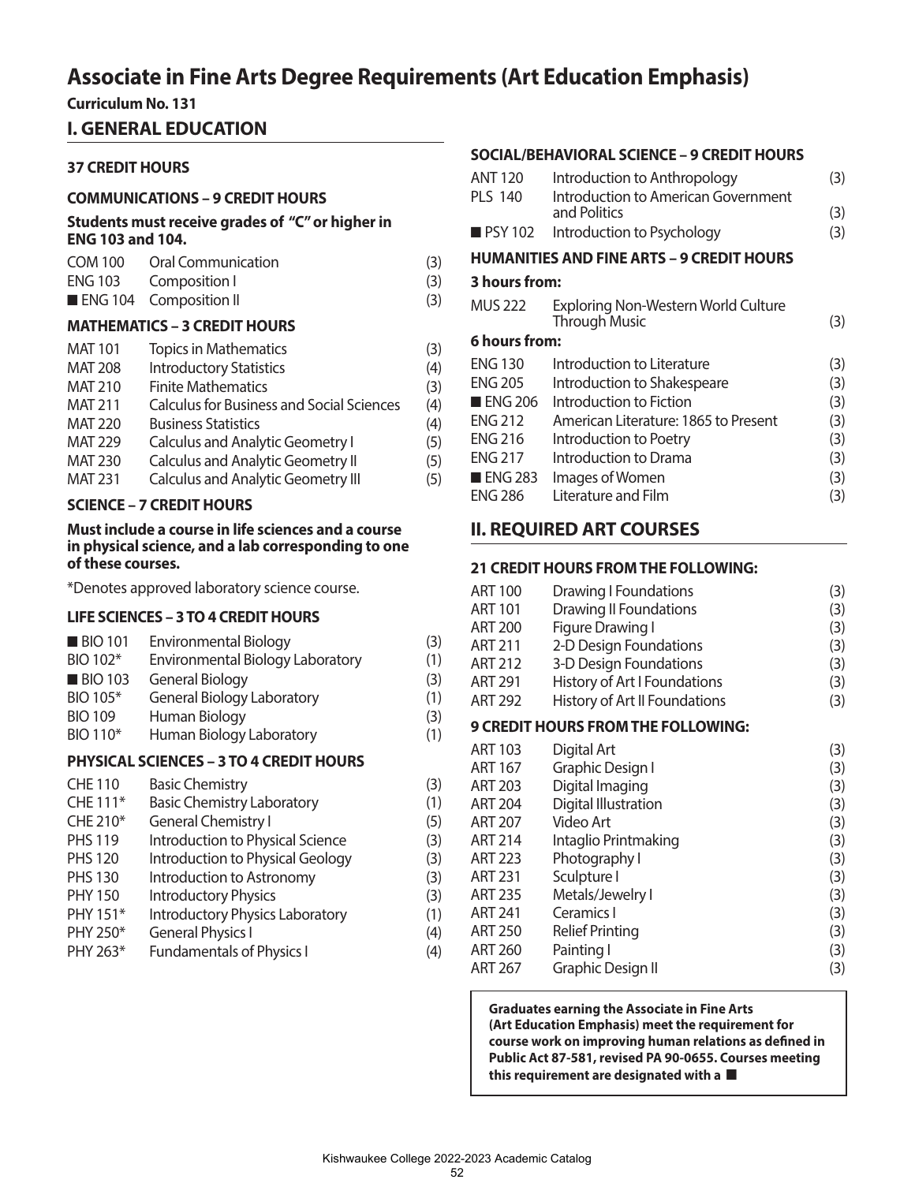# Associate in Fine Arts Degree Requirements (Art Education Emphasis)

**Curriculum No. 131**

## I. GENERAL EDUCATION

### 37 CREDIT HOURS

### COMMUNICATIONS – 9 CREDIT HOURS

**Students must receive grades of "C" or higher in ENG 103 and 104.**

| | | |
|---|---|---|
| COM 100 | Oral Communication | (3) |
| ENG 103 | Composition I | (3) |
| ■ ENG 104 | Composition II | (3) |

### MATHEMATICS – 3 CREDIT HOURS

| | | |
|---|---|---|
| MAT 101 | Topics in Mathematics | (3) |
| MAT 208 | Introductory Statistics | (4) |
| MAT 210 | Finite Mathematics | (3) |
| MAT 211 | Calculus for Business and Social Sciences | (4) |
| MAT 220 | Business Statistics | (4) |
| MAT 229 | Calculus and Analytic Geometry I | (5) |
| MAT 230 | Calculus and Analytic Geometry II | (5) |
| MAT 231 | Calculus and Analytic Geometry III | (5) |

### SCIENCE – 7 CREDIT HOURS

**Must include a course in life sciences and a course in physical science, and a lab corresponding to one of these courses.**

*Denotes approved laboratory science course.

### LIFE SCIENCES – 3 TO 4 CREDIT HOURS

| | | |
|---|---|---|
| ■ BIO 101 | Environmental Biology | (3) |
| BIO 102* | Environmental Biology Laboratory | (1) |
| ■ BIO 103 | General Biology | (3) |
| BIO 105* | General Biology Laboratory | (1) |
| BIO 109 | Human Biology | (3) |
| BIO 110* | Human Biology Laboratory | (1) |

### PHYSICAL SCIENCES – 3 TO 4 CREDIT HOURS

| | | |
|---|---|---|
| CHE 110 | Basic Chemistry | (3) |
| CHE 111* | Basic Chemistry Laboratory | (1) |
| CHE 210* | General Chemistry I | (5) |
| PHS 119 | Introduction to Physical Science | (3) |
| PHS 120 | Introduction to Physical Geology | (3) |
| PHS 130 | Introduction to Astronomy | (3) |
| PHY 150 | Introductory Physics | (3) |
| PHY 151* | Introductory Physics Laboratory | (1) |
| PHY 250* | General Physics I | (4) |
| PHY 263* | Fundamentals of Physics I | (4) |

### SOCIAL/BEHAVIORAL SCIENCE – 9 CREDIT HOURS

| | | |
|---|---|---|
| ANT 120 | Introduction to Anthropology | (3) |
| PLS 140 | Introduction to American Government and Politics | (3) |
| ■ PSY 102 | Introduction to Psychology | (3) |

### HUMANITIES AND FINE ARTS – 9 CREDIT HOURS

**3 hours from:**

| | | |
|---|---|---|
| MUS 222 | Exploring Non-Western World Culture Through Music | (3) |

**6 hours from:**

| | | |
|---|---|---|
| ENG 130 | Introduction to Literature | (3) |
| ENG 205 | Introduction to Shakespeare | (3) |
| ■ ENG 206 | Introduction to Fiction | (3) |
| ENG 212 | American Literature: 1865 to Present | (3) |
| ENG 216 | Introduction to Poetry | (3) |
| ENG 217 | Introduction to Drama | (3) |
| ■ ENG 283 | Images of Women | (3) |
| ENG 286 | Literature and Film | (3) |

## II. REQUIRED ART COURSES

### 21 CREDIT HOURS FROM THE FOLLOWING:

| | | |
|---|---|---|
| ART 100 | Drawing I Foundations | (3) |
| ART 101 | Drawing II Foundations | (3) |
| ART 200 | Figure Drawing I | (3) |
| ART 211 | 2-D Design Foundations | (3) |
| ART 212 | 3-D Design Foundations | (3) |
| ART 291 | History of Art I Foundations | (3) |
| ART 292 | History of Art II Foundations | (3) |

### 9 CREDIT HOURS FROM THE FOLLOWING:

| | | |
|---|---|---|
| ART 103 | Digital Art | (3) |
| ART 167 | Graphic Design I | (3) |
| ART 203 | Digital Imaging | (3) |
| ART 204 | Digital Illustration | (3) |
| ART 207 | Video Art | (3) |
| ART 214 | Intaglio Printmaking | (3) |
| ART 223 | Photography I | (3) |
| ART 231 | Sculpture I | (3) |
| ART 235 | Metals/Jewelry I | (3) |
| ART 241 | Ceramics I | (3) |
| ART 250 | Relief Printing | (3) |
| ART 260 | Painting I | (3) |
| ART 267 | Graphic Design II | (3) |

**Graduates earning the Associate in Fine Arts (Art Education Emphasis) meet the requirement for course work on improving human relations as defined in Public Act 87-581, revised PA 90-0655. Courses meeting this requirement are designated with a ■**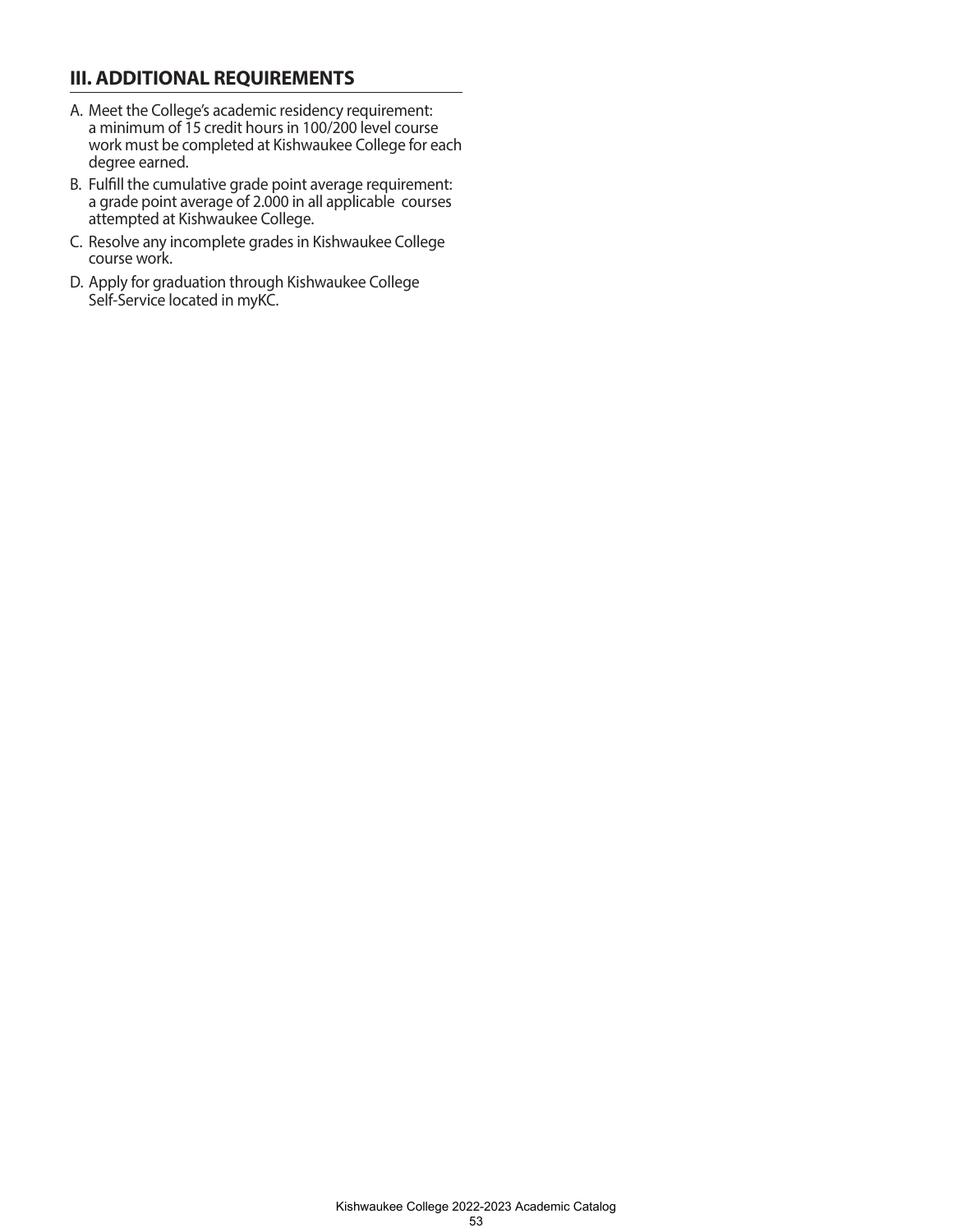## III. ADDITIONAL REQUIREMENTS

A. Meet the College's academic residency requirement: a minimum of 15 credit hours in 100/200 level course work must be completed at Kishwaukee College for each degree earned.

B. Fulfill the cumulative grade point average requirement: a grade point average of 2.000 in all applicable courses attempted at Kishwaukee College.

C. Resolve any incomplete grades in Kishwaukee College course work.

D. Apply for graduation through Kishwaukee College Self-Service located in myKC.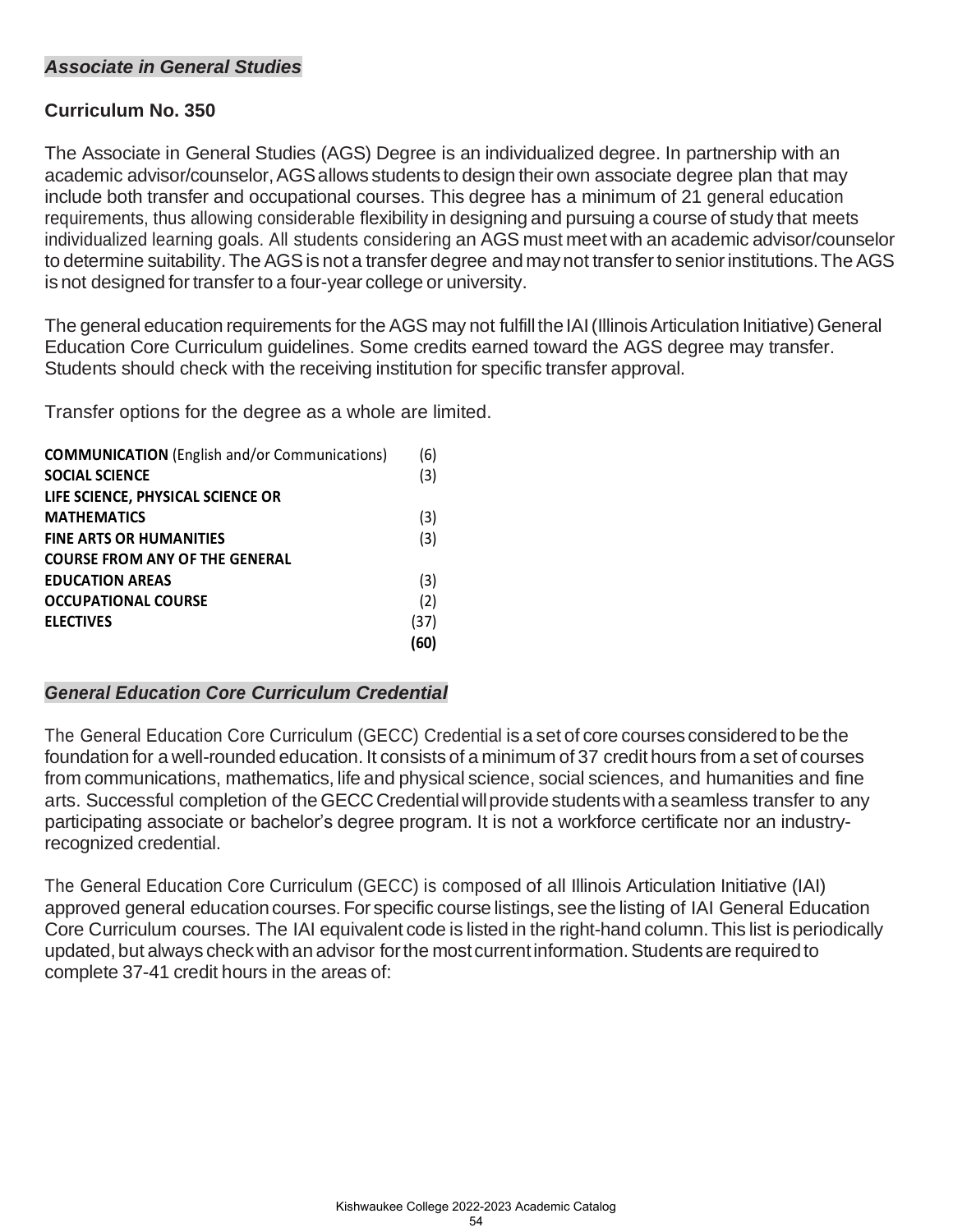## *Associate in General Studies*

### Curriculum No. 350

The Associate in General Studies (AGS) Degree is an individualized degree. In partnership with an academic advisor/counselor, AGS allows students to design their own associate degree plan that may include both transfer and occupational courses. This degree has a minimum of 21 general education requirements, thus allowing considerable flexibility in designing and pursuing a course of study that meets individualized learning goals. All students considering an AGS must meet with an academic advisor/counselor to determine suitability. The AGS is not a transfer degree and may not transfer to senior institutions. The AGS is not designed for transfer to a four-year college or university.

The general education requirements for the AGS may not fulfill the IAI (Illinois Articulation Initiative) General Education Core Curriculum guidelines. Some credits earned toward the AGS degree may transfer. Students should check with the receiving institution for specific transfer approval.

Transfer options for the degree as a whole are limited.

| | |
|---|---|
| **COMMUNICATION** (English and/or Communications) | (6) |
| **SOCIAL SCIENCE** | (3) |
| **LIFE SCIENCE, PHYSICAL SCIENCE OR MATHEMATICS** | (3) |
| **FINE ARTS OR HUMANITIES** | (3) |
| **COURSE FROM ANY OF THE GENERAL EDUCATION AREAS** | (3) |
| **OCCUPATIONAL COURSE** | (2) |
| **ELECTIVES** | (37) |
| | **(60)** |

## *General Education Core Curriculum Credential*

The General Education Core Curriculum (GECC) Credential is a set of core courses considered to be the foundation for a well-rounded education. It consists of a minimum of 37 credit hours from a set of courses from communications, mathematics, life and physical science, social sciences, and humanities and fine arts. Successful completion of the GECC Credential will provide students with a seamless transfer to any participating associate or bachelor's degree program. It is not a workforce certificate nor an industry-recognized credential.

The General Education Core Curriculum (GECC) is composed of all Illinois Articulation Initiative (IAI) approved general education courses. For specific course listings, see the listing of IAI General Education Core Curriculum courses. The IAI equivalent code is listed in the right-hand column. This list is periodically updated, but always check with an advisor for the most current information. Students are required to complete 37-41 credit hours in the areas of: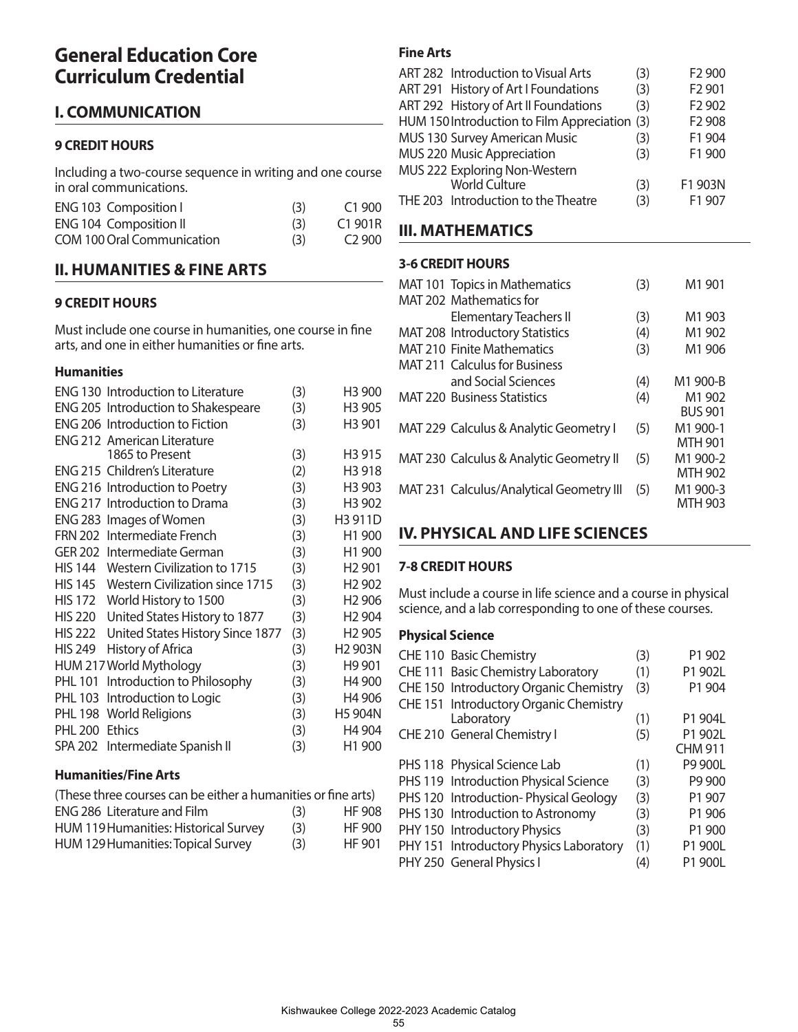# General Education Core Curriculum Credential

## I. COMMUNICATION

### 9 CREDIT HOURS

Including a two-course sequence in writing and one course in oral communications.

| Course | Title | Credits | IAI |
|---|---|---|---|
| ENG 103 | Composition I | (3) | C1 900 |
| ENG 104 | Composition II | (3) | C1 901R |
| COM 100 | Oral Communication | (3) | C2 900 |

## II. HUMANITIES & FINE ARTS

### 9 CREDIT HOURS

Must include one course in humanities, one course in fine arts, and one in either humanities or fine arts.

#### Humanities

| Course | Title | Credits | IAI |
|---|---|---|---|
| ENG 130 | Introduction to Literature | (3) | H3 900 |
| ENG 205 | Introduction to Shakespeare | (3) | H3 905 |
| ENG 206 | Introduction to Fiction | (3) | H3 901 |
| ENG 212 | American Literature 1865 to Present | (3) | H3 915 |
| ENG 215 | Children's Literature | (2) | H3 918 |
| ENG 216 | Introduction to Poetry | (3) | H3 903 |
| ENG 217 | Introduction to Drama | (3) | H3 902 |
| ENG 283 | Images of Women | (3) | H3 911D |
| FRN 202 | Intermediate French | (3) | H1 900 |
| GER 202 | Intermediate German | (3) | H1 900 |
| HIS 144 | Western Civilization to 1715 | (3) | H2 901 |
| HIS 145 | Western Civilization since 1715 | (3) | H2 902 |
| HIS 172 | World History to 1500 | (3) | H2 906 |
| HIS 220 | United States History to 1877 | (3) | H2 904 |
| HIS 222 | United States History Since 1877 | (3) | H2 905 |
| HIS 249 | History of Africa | (3) | H2 903N |
| HUM 217 | World Mythology | (3) | H9 901 |
| PHL 101 | Introduction to Philosophy | (3) | H4 900 |
| PHL 103 | Introduction to Logic | (3) | H4 906 |
| PHL 198 | World Religions | (3) | H5 904N |
| PHL 200 | Ethics | (3) | H4 904 |
| SPA 202 | Intermediate Spanish II | (3) | H1 900 |

#### Humanities/Fine Arts

(These three courses can be either a humanities or fine arts)

| Course | Title | Credits | IAI |
|---|---|---|---|
| ENG 286 | Literature and Film | (3) | HF 908 |
| HUM 119 | Humanities: Historical Survey | (3) | HF 900 |
| HUM 129 | Humanities: Topical Survey | (3) | HF 901 |

#### Fine Arts

| Course | Title | Credits | IAI |
|---|---|---|---|
| ART 282 | Introduction to Visual Arts | (3) | F2 900 |
| ART 291 | History of Art I Foundations | (3) | F2 901 |
| ART 292 | History of Art II Foundations | (3) | F2 902 |
| HUM 150 | Introduction to Film Appreciation | (3) | F2 908 |
| MUS 130 | Survey American Music | (3) | F1 904 |
| MUS 220 | Music Appreciation | (3) | F1 900 |
| MUS 222 | Exploring Non-Western World Culture | (3) | F1 903N |
| THE 203 | Introduction to the Theatre | (3) | F1 907 |

## III. MATHEMATICS

### 3-6 CREDIT HOURS

| Course | Title | Credits | IAI |
|---|---|---|---|
| MAT 101 | Topics in Mathematics | (3) | M1 901 |
| MAT 202 | Mathematics for Elementary Teachers II | (3) | M1 903 |
| MAT 208 | Introductory Statistics | (4) | M1 902 |
| MAT 210 | Finite Mathematics | (3) | M1 906 |
| MAT 211 | Calculus for Business and Social Sciences | (4) | M1 900-B |
| MAT 220 | Business Statistics | (4) | M1 902 BUS 901 |
| MAT 229 | Calculus & Analytic Geometry I | (5) | M1 900-1 MTH 901 |
| MAT 230 | Calculus & Analytic Geometry II | (5) | M1 900-2 MTH 902 |
| MAT 231 | Calculus/Analytical Geometry III | (5) | M1 900-3 MTH 903 |

## IV. PHYSICAL AND LIFE SCIENCES

### 7-8 CREDIT HOURS

Must include a course in life science and a course in physical science, and a lab corresponding to one of these courses.

#### Physical Science

| Course | Title | Credits | IAI |
|---|---|---|---|
| CHE 110 | Basic Chemistry | (3) | P1 902 |
| CHE 111 | Basic Chemistry Laboratory | (1) | P1 902L |
| CHE 150 | Introductory Organic Chemistry | (3) | P1 904 |
| CHE 151 | Introductory Organic Chemistry Laboratory | (1) | P1 904L |
| CHE 210 | General Chemistry I | (5) | P1 902L CHM 911 |
| PHS 118 | Physical Science Lab | (1) | P9 900L |
| PHS 119 | Introduction Physical Science | (3) | P9 900 |
| PHS 120 | Introduction- Physical Geology | (3) | P1 907 |
| PHS 130 | Introduction to Astronomy | (3) | P1 906 |
| PHY 150 | Introductory Physics | (3) | P1 900 |
| PHY 151 | Introductory Physics Laboratory | (1) | P1 900L |
| PHY 250 | General Physics I | (4) | P1 900L |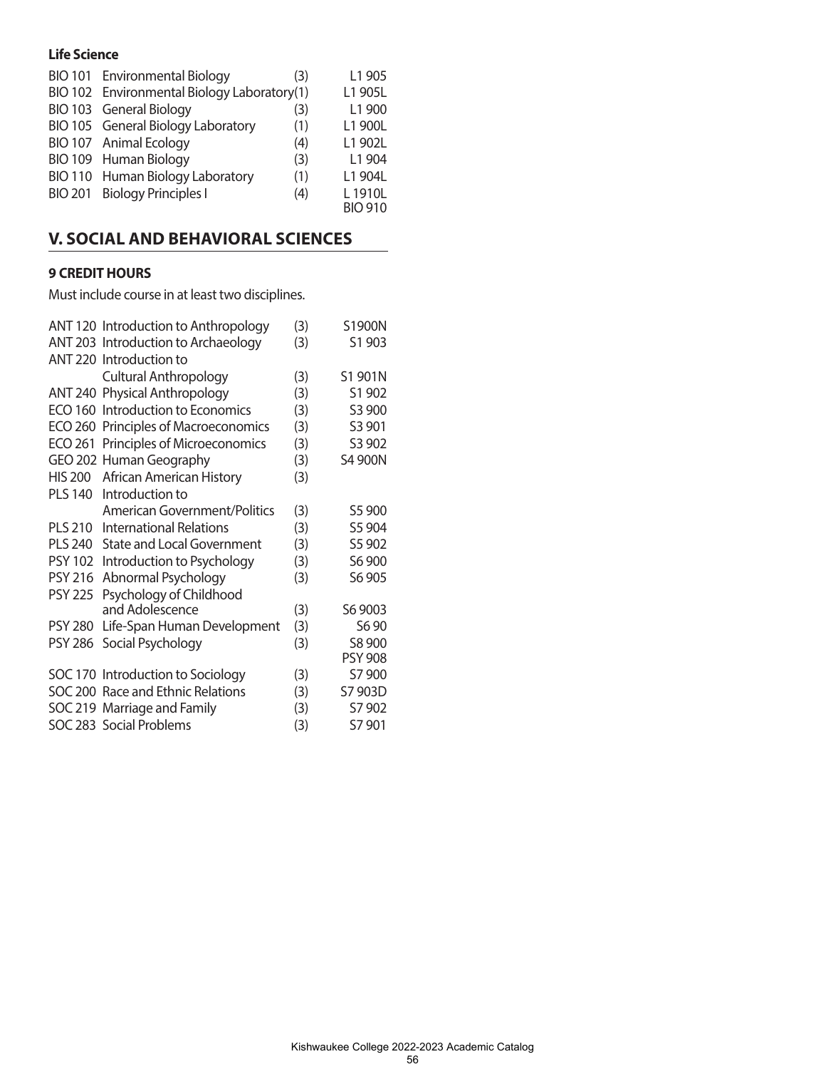**Life Science**

| | | | |
|---|---|---|---|
| BIO 101 | Environmental Biology | (3) | L1 905 |
| BIO 102 | Environmental Biology Laboratory | (1) | L1 905L |
| BIO 103 | General Biology | (3) | L1 900 |
| BIO 105 | General Biology Laboratory | (1) | L1 900L |
| BIO 107 | Animal Ecology | (4) | L1 902L |
| BIO 109 | Human Biology | (3) | L1 904 |
| BIO 110 | Human Biology Laboratory | (1) | L1 904L |
| BIO 201 | Biology Principles I | (4) | L 1910L BIO 910 |

## V. SOCIAL AND BEHAVIORAL SCIENCES

**9 CREDIT HOURS**

Must include course in at least two disciplines.

| | | | |
|---|---|---|---|
| ANT 120 | Introduction to Anthropology | (3) | S1900N |
| ANT 203 | Introduction to Archaeology | (3) | S1 903 |
| ANT 220 | Introduction to Cultural Anthropology | (3) | S1 901N |
| ANT 240 | Physical Anthropology | (3) | S1 902 |
| ECO 160 | Introduction to Economics | (3) | S3 900 |
| ECO 260 | Principles of Macroeconomics | (3) | S3 901 |
| ECO 261 | Principles of Microeconomics | (3) | S3 902 |
| GEO 202 | Human Geography | (3) | S4 900N |
| HIS 200 | African American History | (3) | |
| PLS 140 | Introduction to American Government/Politics | (3) | S5 900 |
| PLS 210 | International Relations | (3) | S5 904 |
| PLS 240 | State and Local Government | (3) | S5 902 |
| PSY 102 | Introduction to Psychology | (3) | S6 900 |
| PSY 216 | Abnormal Psychology | (3) | S6 905 |
| PSY 225 | Psychology of Childhood and Adolescence | (3) | S6 9003 |
| PSY 280 | Life-Span Human Development | (3) | S6 90 |
| PSY 286 | Social Psychology | (3) | S8 900 PSY 908 |
| SOC 170 | Introduction to Sociology | (3) | S7 900 |
| SOC 200 | Race and Ethnic Relations | (3) | S7 903D |
| SOC 219 | Marriage and Family | (3) | S7 902 |
| SOC 283 | Social Problems | (3) | S7 901 |